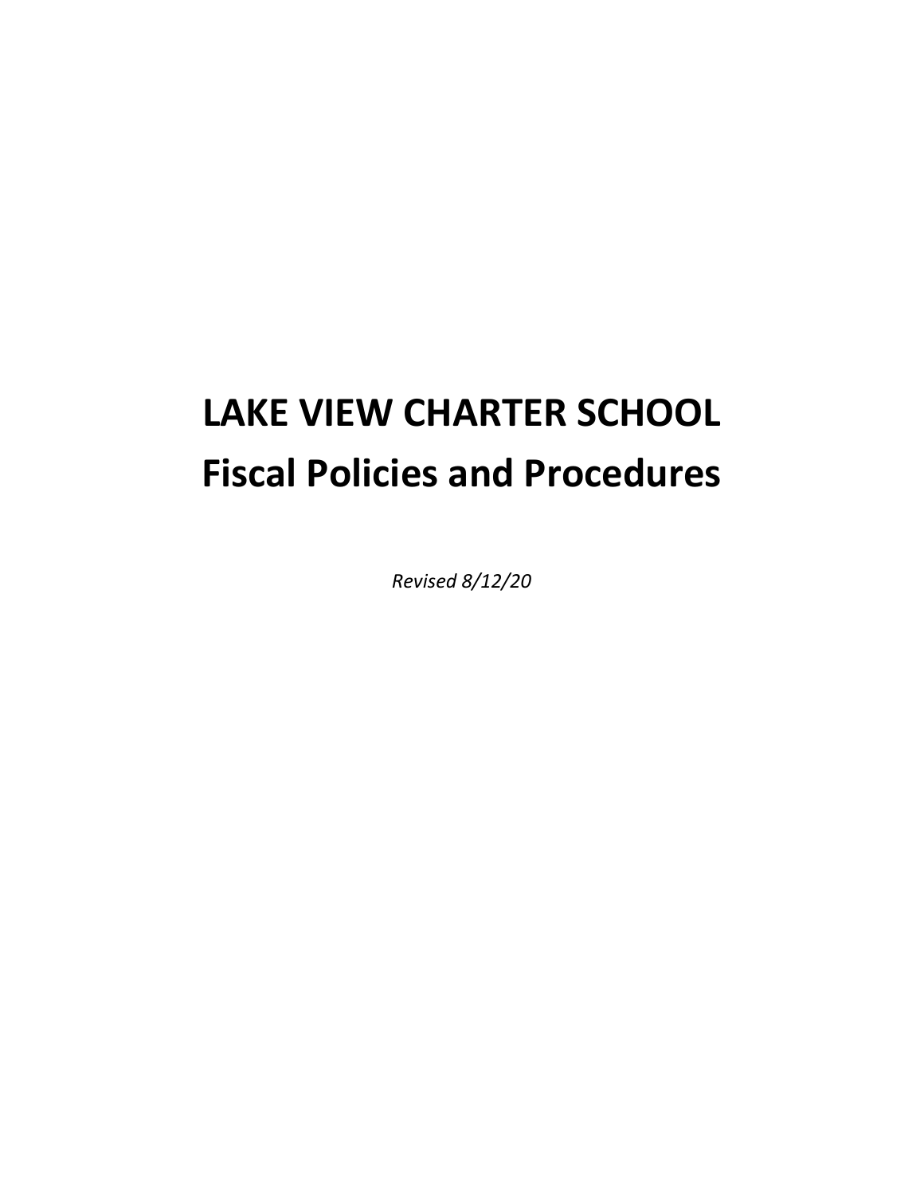# LAKE VIEW CHARTER SCHOOL
# Fiscal Policies and Procedures

*Revised 8/12/20*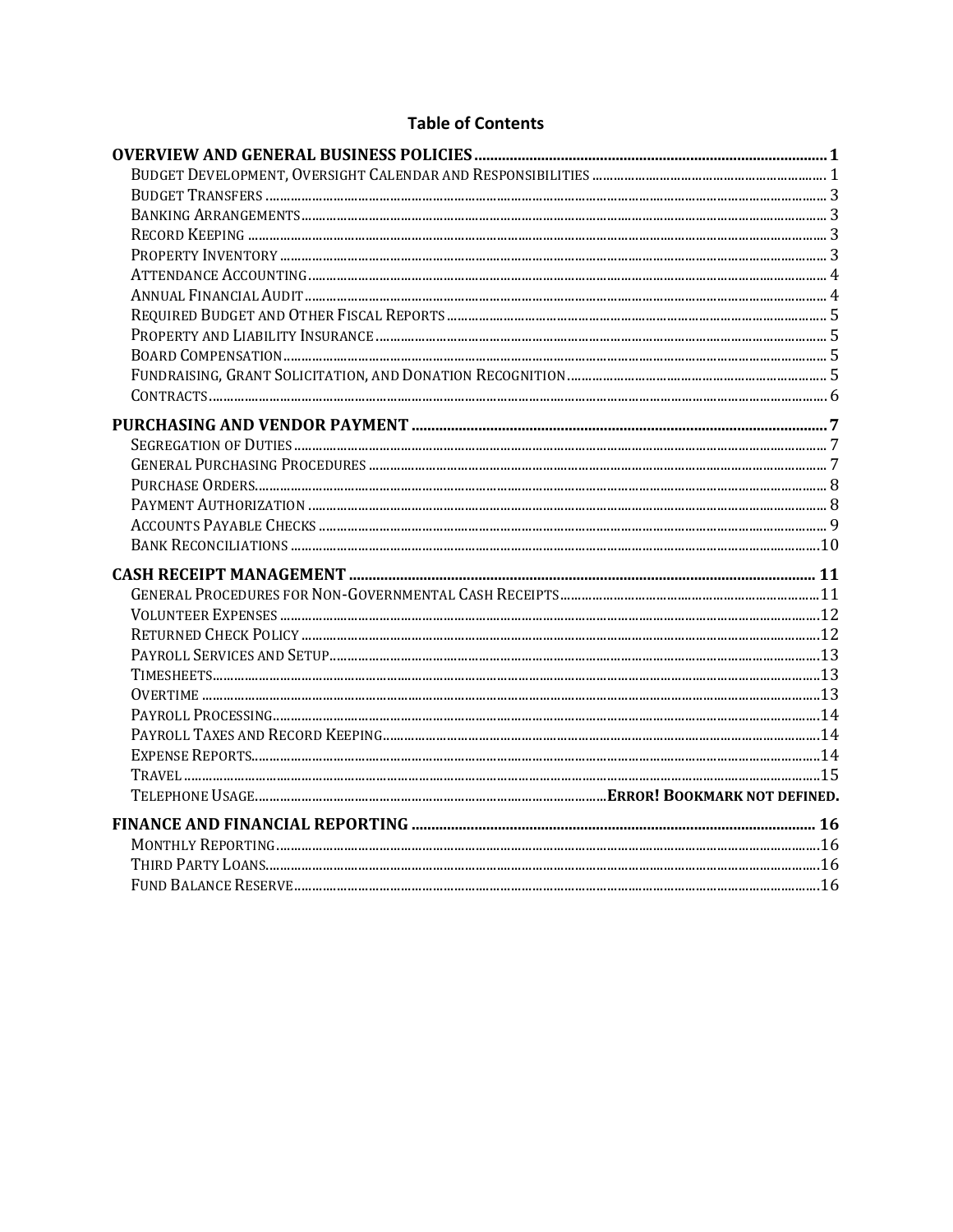## Table of Contents

**OVERVIEW AND GENERAL BUSINESS POLICIES** .......... 1
- Budget Development, Oversight Calendar and Responsibilities .......... 1
- Budget Transfers .......... 3
- Banking Arrangements .......... 3
- Record Keeping .......... 3
- Property Inventory .......... 3
- Attendance Accounting .......... 4
- Annual Financial Audit .......... 4
- Required Budget and Other Fiscal Reports .......... 5
- Property and Liability Insurance .......... 5
- Board Compensation .......... 5
- Fundraising, Grant Solicitation, and Donation Recognition .......... 5
- Contracts .......... 6

**PURCHASING AND VENDOR PAYMENT** .......... 7
- Segregation of Duties .......... 7
- General Purchasing Procedures .......... 7
- Purchase Orders .......... 8
- Payment Authorization .......... 8
- Accounts Payable Checks .......... 9
- Bank Reconciliations .......... 10

**CASH RECEIPT MANAGEMENT** .......... 11
- General Procedures for Non-Governmental Cash Receipts .......... 11
- Volunteer Expenses .......... 12
- Returned Check Policy .......... 12
- Payroll Services and Setup .......... 13
- Timesheets .......... 13
- Overtime .......... 13
- Payroll Processing .......... 14
- Payroll Taxes and Record Keeping .......... 14
- Expense Reports .......... 14
- Travel .......... 15
- Telephone Usage .......... **Error! Bookmark not defined.**

**FINANCE AND FINANCIAL REPORTING** .......... 16
- Monthly Reporting .......... 16
- Third Party Loans .......... 16
- Fund Balance Reserve .......... 16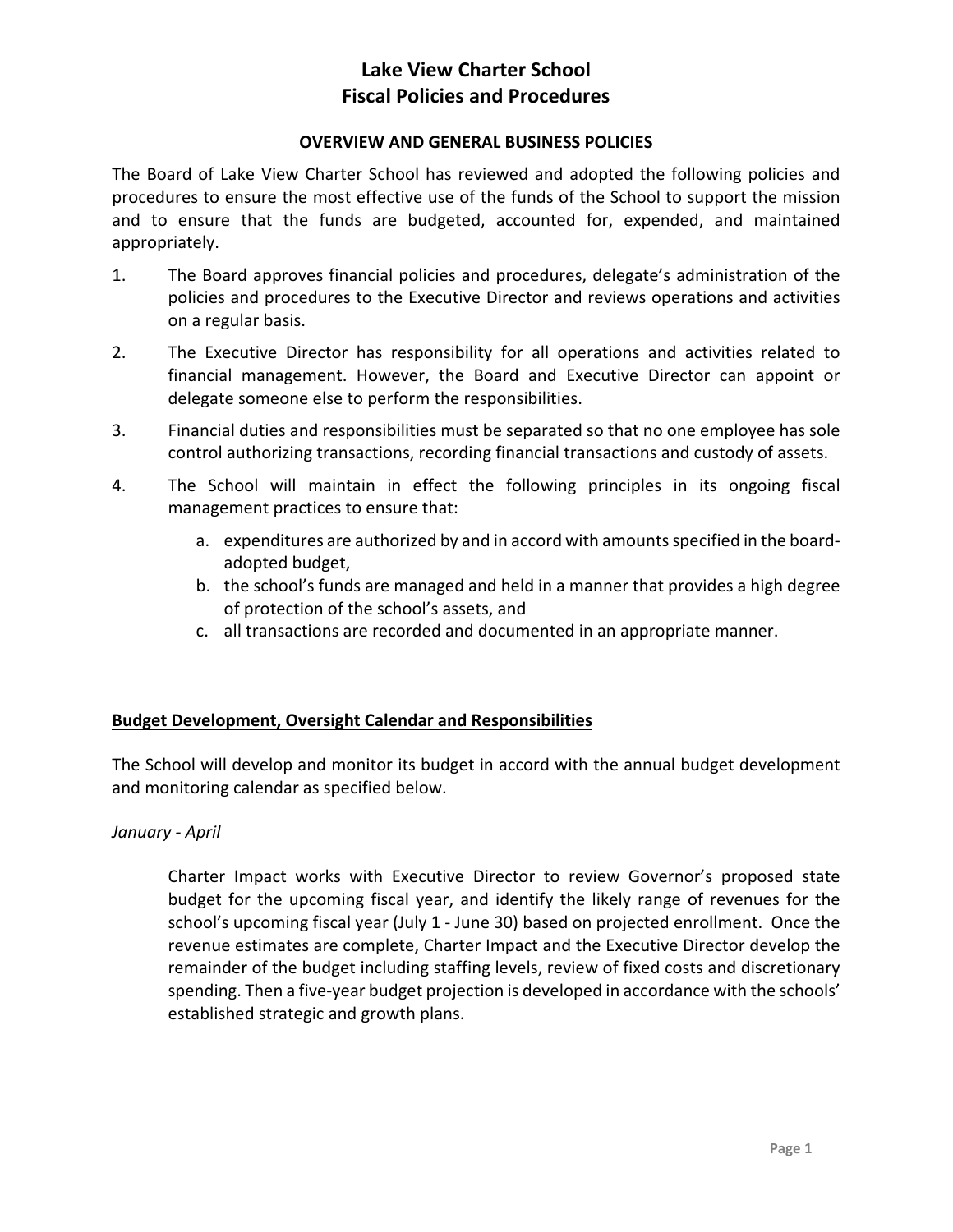# Lake View Charter School
# Fiscal Policies and Procedures

## OVERVIEW AND GENERAL BUSINESS POLICIES

The Board of Lake View Charter School has reviewed and adopted the following policies and procedures to ensure the most effective use of the funds of the School to support the mission and to ensure that the funds are budgeted, accounted for, expended, and maintained appropriately.

1. The Board approves financial policies and procedures, delegate's administration of the policies and procedures to the Executive Director and reviews operations and activities on a regular basis.
2. The Executive Director has responsibility for all operations and activities related to financial management. However, the Board and Executive Director can appoint or delegate someone else to perform the responsibilities.
3. Financial duties and responsibilities must be separated so that no one employee has sole control authorizing transactions, recording financial transactions and custody of assets.
4. The School will maintain in effect the following principles in its ongoing fiscal management practices to ensure that:
    a. expenditures are authorized by and in accord with amounts specified in the board-adopted budget,
    b. the school's funds are managed and held in a manner that provides a high degree of protection of the school's assets, and
    c. all transactions are recorded and documented in an appropriate manner.

**Budget Development, Oversight Calendar and Responsibilities**

The School will develop and monitor its budget in accord with the annual budget development and monitoring calendar as specified below.

*January - April*

Charter Impact works with Executive Director to review Governor's proposed state budget for the upcoming fiscal year, and identify the likely range of revenues for the school's upcoming fiscal year (July 1 - June 30) based on projected enrollment. Once the revenue estimates are complete, Charter Impact and the Executive Director develop the remainder of the budget including staffing levels, review of fixed costs and discretionary spending. Then a five-year budget projection is developed in accordance with the schools' established strategic and growth plans.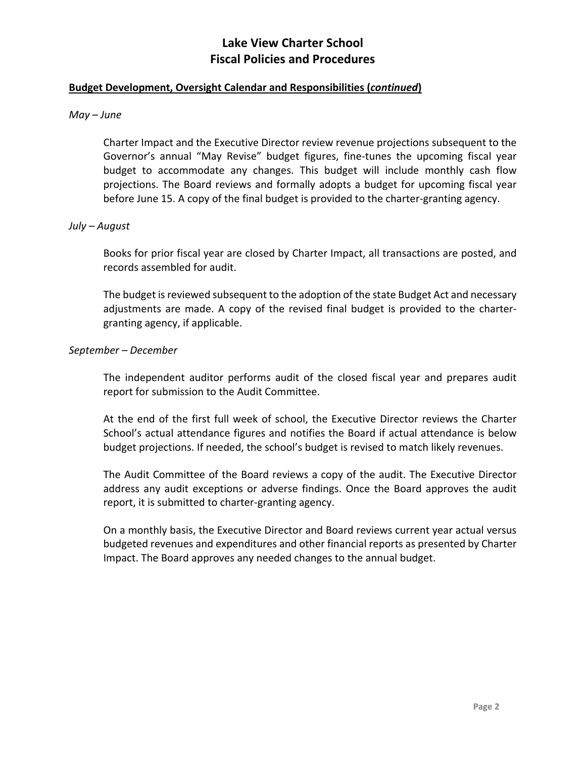# Lake View Charter School
# Fiscal Policies and Procedures

**Budget Development, Oversight Calendar and Responsibilities (*continued*)**

*May – June*

Charter Impact and the Executive Director review revenue projections subsequent to the Governor's annual "May Revise" budget figures, fine-tunes the upcoming fiscal year budget to accommodate any changes. This budget will include monthly cash flow projections. The Board reviews and formally adopts a budget for upcoming fiscal year before June 15. A copy of the final budget is provided to the charter-granting agency.

*July – August*

Books for prior fiscal year are closed by Charter Impact, all transactions are posted, and records assembled for audit.

The budget is reviewed subsequent to the adoption of the state Budget Act and necessary adjustments are made. A copy of the revised final budget is provided to the charter-granting agency, if applicable.

*September – December*

The independent auditor performs audit of the closed fiscal year and prepares audit report for submission to the Audit Committee.

At the end of the first full week of school, the Executive Director reviews the Charter School's actual attendance figures and notifies the Board if actual attendance is below budget projections. If needed, the school's budget is revised to match likely revenues.

The Audit Committee of the Board reviews a copy of the audit. The Executive Director address any audit exceptions or adverse findings. Once the Board approves the audit report, it is submitted to charter-granting agency.

On a monthly basis, the Executive Director and Board reviews current year actual versus budgeted revenues and expenditures and other financial reports as presented by Charter Impact. The Board approves any needed changes to the annual budget.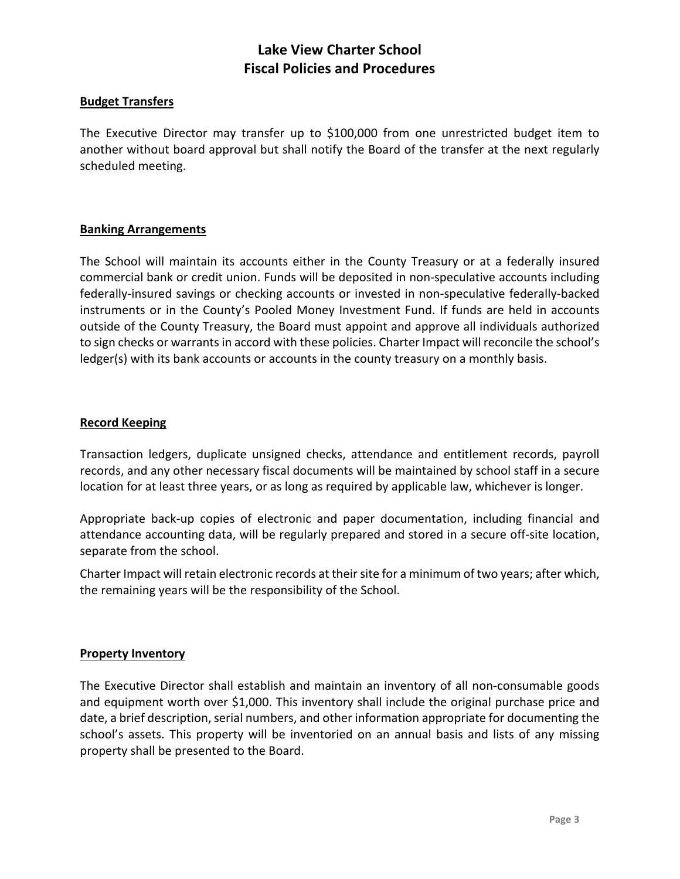# Lake View Charter School
# Fiscal Policies and Procedures

## Budget Transfers

The Executive Director may transfer up to $100,000 from one unrestricted budget item to another without board approval but shall notify the Board of the transfer at the next regularly scheduled meeting.

## Banking Arrangements

The School will maintain its accounts either in the County Treasury or at a federally insured commercial bank or credit union. Funds will be deposited in non-speculative accounts including federally-insured savings or checking accounts or invested in non-speculative federally-backed instruments or in the County's Pooled Money Investment Fund. If funds are held in accounts outside of the County Treasury, the Board must appoint and approve all individuals authorized to sign checks or warrants in accord with these policies. Charter Impact will reconcile the school's ledger(s) with its bank accounts or accounts in the county treasury on a monthly basis.

## Record Keeping

Transaction ledgers, duplicate unsigned checks, attendance and entitlement records, payroll records, and any other necessary fiscal documents will be maintained by school staff in a secure location for at least three years, or as long as required by applicable law, whichever is longer.

Appropriate back-up copies of electronic and paper documentation, including financial and attendance accounting data, will be regularly prepared and stored in a secure off-site location, separate from the school.

Charter Impact will retain electronic records at their site for a minimum of two years; after which, the remaining years will be the responsibility of the School.

## Property Inventory

The Executive Director shall establish and maintain an inventory of all non-consumable goods and equipment worth over $1,000. This inventory shall include the original purchase price and date, a brief description, serial numbers, and other information appropriate for documenting the school's assets. This property will be inventoried on an annual basis and lists of any missing property shall be presented to the Board.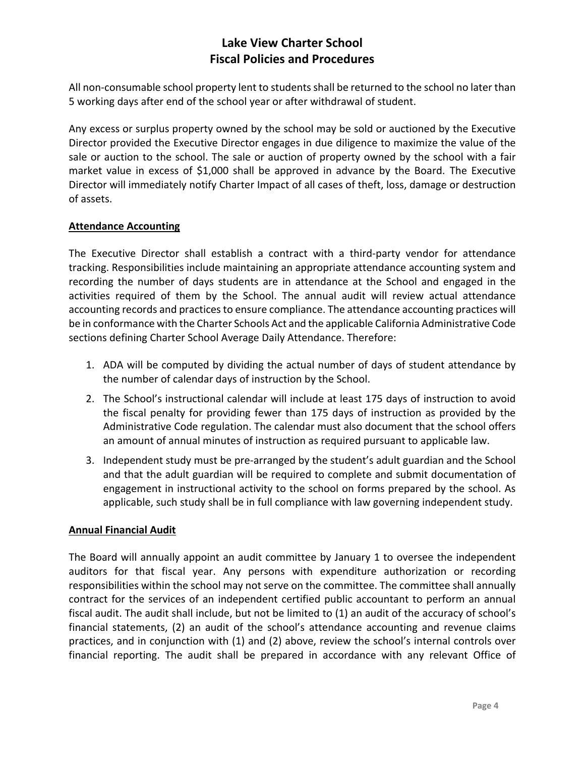All non-consumable school property lent to students shall be returned to the school no later than 5 working days after end of the school year or after withdrawal of student.

Any excess or surplus property owned by the school may be sold or auctioned by the Executive Director provided the Executive Director engages in due diligence to maximize the value of the sale or auction to the school. The sale or auction of property owned by the school with a fair market value in excess of $1,000 shall be approved in advance by the Board. The Executive Director will immediately notify Charter Impact of all cases of theft, loss, damage or destruction of assets.

**Attendance Accounting**

The Executive Director shall establish a contract with a third-party vendor for attendance tracking. Responsibilities include maintaining an appropriate attendance accounting system and recording the number of days students are in attendance at the School and engaged in the activities required of them by the School. The annual audit will review actual attendance accounting records and practices to ensure compliance. The attendance accounting practices will be in conformance with the Charter Schools Act and the applicable California Administrative Code sections defining Charter School Average Daily Attendance. Therefore:

1. ADA will be computed by dividing the actual number of days of student attendance by the number of calendar days of instruction by the School.
2. The School's instructional calendar will include at least 175 days of instruction to avoid the fiscal penalty for providing fewer than 175 days of instruction as provided by the Administrative Code regulation. The calendar must also document that the school offers an amount of annual minutes of instruction as required pursuant to applicable law.
3. Independent study must be pre-arranged by the student's adult guardian and the School and that the adult guardian will be required to complete and submit documentation of engagement in instructional activity to the school on forms prepared by the school. As applicable, such study shall be in full compliance with law governing independent study.

**Annual Financial Audit**

The Board will annually appoint an audit committee by January 1 to oversee the independent auditors for that fiscal year. Any persons with expenditure authorization or recording responsibilities within the school may not serve on the committee. The committee shall annually contract for the services of an independent certified public accountant to perform an annual fiscal audit. The audit shall include, but not be limited to (1) an audit of the accuracy of school's financial statements, (2) an audit of the school's attendance accounting and revenue claims practices, and in conjunction with (1) and (2) above, review the school's internal controls over financial reporting. The audit shall be prepared in accordance with any relevant Office of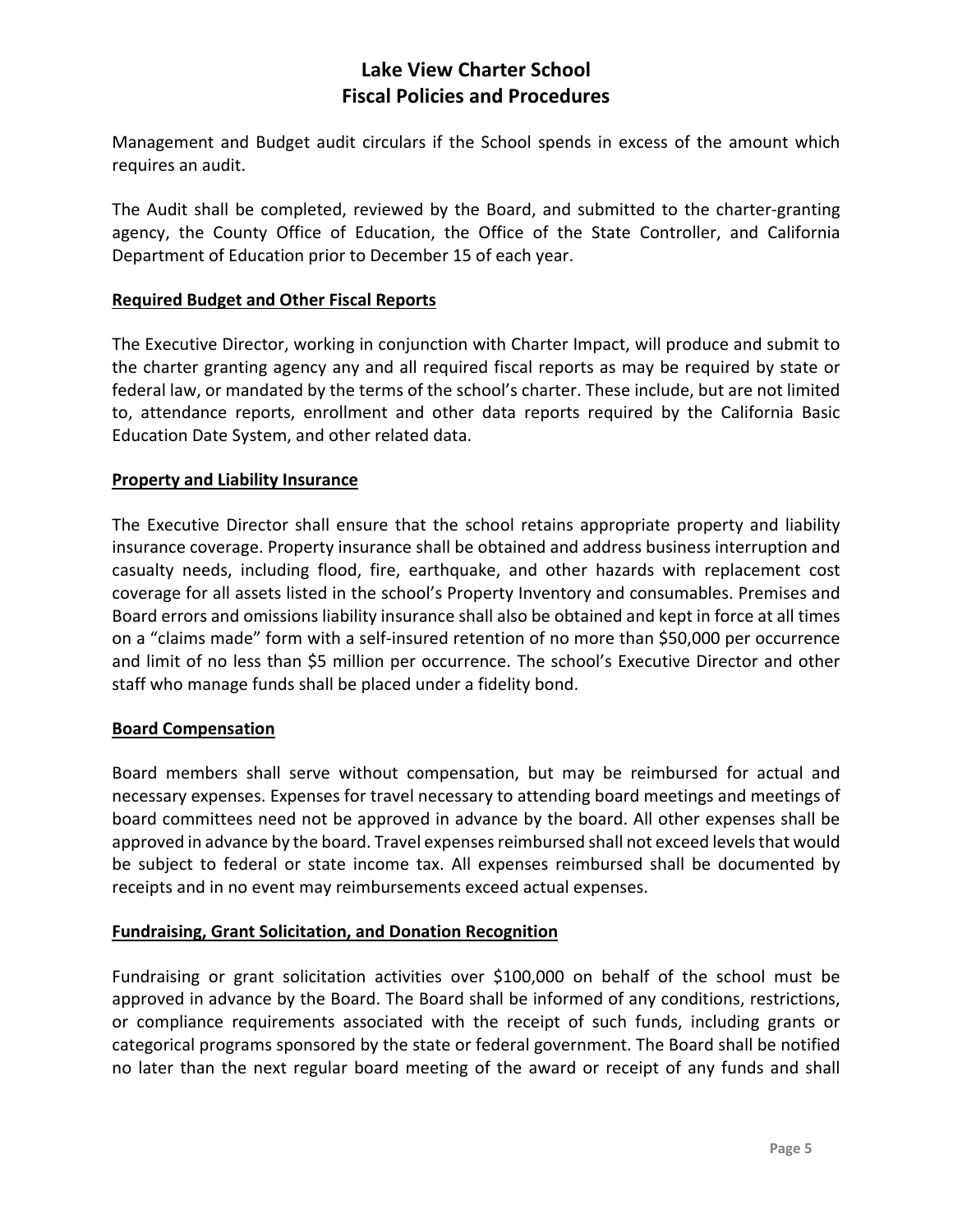Management and Budget audit circulars if the School spends in excess of the amount which requires an audit.

The Audit shall be completed, reviewed by the Board, and submitted to the charter-granting agency, the County Office of Education, the Office of the State Controller, and California Department of Education prior to December 15 of each year.

**Required Budget and Other Fiscal Reports**

The Executive Director, working in conjunction with Charter Impact, will produce and submit to the charter granting agency any and all required fiscal reports as may be required by state or federal law, or mandated by the terms of the school's charter. These include, but are not limited to, attendance reports, enrollment and other data reports required by the California Basic Education Date System, and other related data.

**Property and Liability Insurance**

The Executive Director shall ensure that the school retains appropriate property and liability insurance coverage. Property insurance shall be obtained and address business interruption and casualty needs, including flood, fire, earthquake, and other hazards with replacement cost coverage for all assets listed in the school's Property Inventory and consumables. Premises and Board errors and omissions liability insurance shall also be obtained and kept in force at all times on a "claims made" form with a self-insured retention of no more than $50,000 per occurrence and limit of no less than $5 million per occurrence. The school's Executive Director and other staff who manage funds shall be placed under a fidelity bond.

**Board Compensation**

Board members shall serve without compensation, but may be reimbursed for actual and necessary expenses. Expenses for travel necessary to attending board meetings and meetings of board committees need not be approved in advance by the board. All other expenses shall be approved in advance by the board. Travel expenses reimbursed shall not exceed levels that would be subject to federal or state income tax. All expenses reimbursed shall be documented by receipts and in no event may reimbursements exceed actual expenses.

**Fundraising, Grant Solicitation, and Donation Recognition**

Fundraising or grant solicitation activities over $100,000 on behalf of the school must be approved in advance by the Board. The Board shall be informed of any conditions, restrictions, or compliance requirements associated with the receipt of such funds, including grants or categorical programs sponsored by the state or federal government. The Board shall be notified no later than the next regular board meeting of the award or receipt of any funds and shall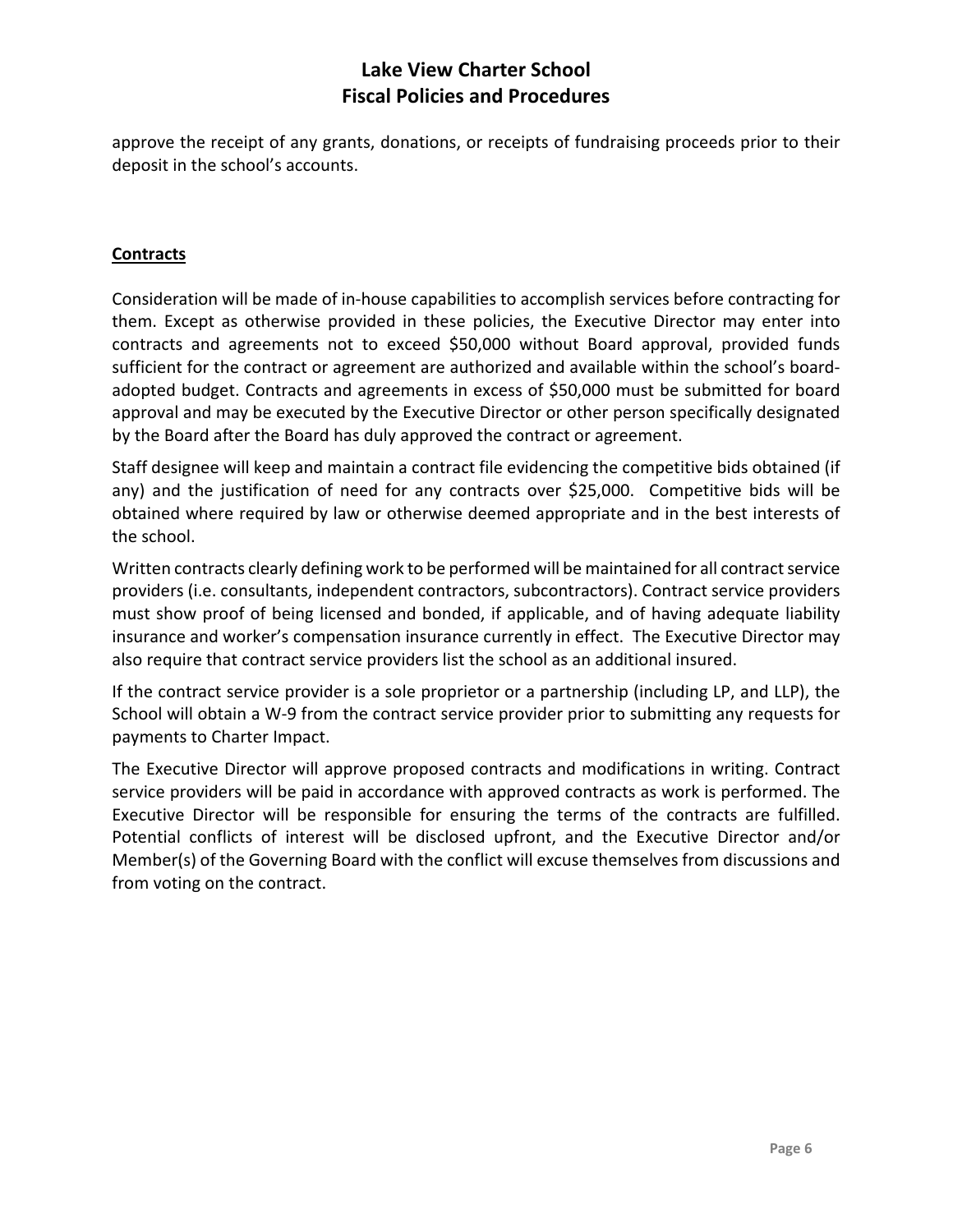approve the receipt of any grants, donations, or receipts of fundraising proceeds prior to their deposit in the school's accounts.

## **Contracts**

Consideration will be made of in-house capabilities to accomplish services before contracting for them. Except as otherwise provided in these policies, the Executive Director may enter into contracts and agreements not to exceed $50,000 without Board approval, provided funds sufficient for the contract or agreement are authorized and available within the school's board-adopted budget. Contracts and agreements in excess of $50,000 must be submitted for board approval and may be executed by the Executive Director or other person specifically designated by the Board after the Board has duly approved the contract or agreement.

Staff designee will keep and maintain a contract file evidencing the competitive bids obtained (if any) and the justification of need for any contracts over $25,000. Competitive bids will be obtained where required by law or otherwise deemed appropriate and in the best interests of the school.

Written contracts clearly defining work to be performed will be maintained for all contract service providers (i.e. consultants, independent contractors, subcontractors). Contract service providers must show proof of being licensed and bonded, if applicable, and of having adequate liability insurance and worker's compensation insurance currently in effect. The Executive Director may also require that contract service providers list the school as an additional insured.

If the contract service provider is a sole proprietor or a partnership (including LP, and LLP), the School will obtain a W-9 from the contract service provider prior to submitting any requests for payments to Charter Impact.

The Executive Director will approve proposed contracts and modifications in writing. Contract service providers will be paid in accordance with approved contracts as work is performed. The Executive Director will be responsible for ensuring the terms of the contracts are fulfilled. Potential conflicts of interest will be disclosed upfront, and the Executive Director and/or Member(s) of the Governing Board with the conflict will excuse themselves from discussions and from voting on the contract.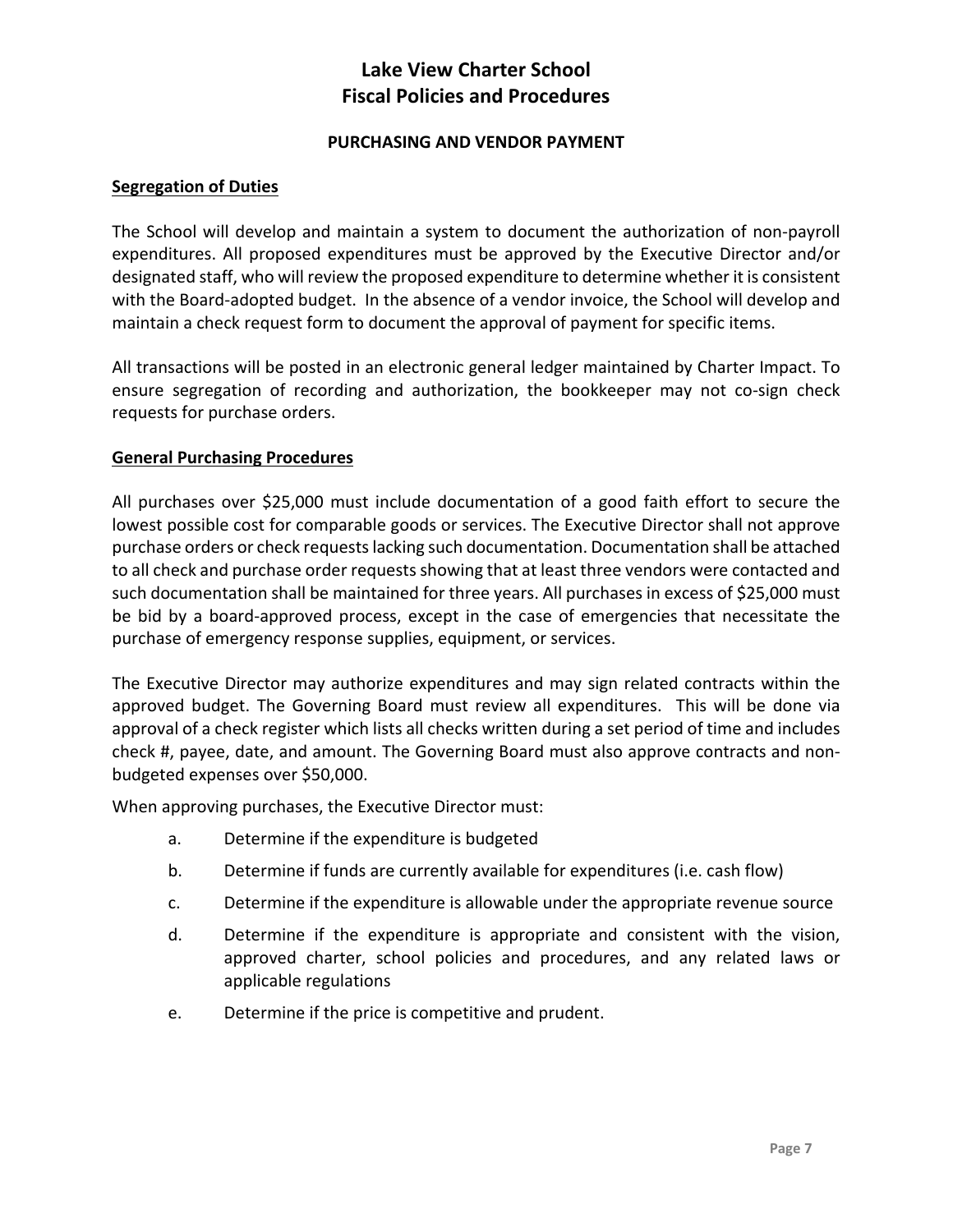# Lake View Charter School
# Fiscal Policies and Procedures

## PURCHASING AND VENDOR PAYMENT

### Segregation of Duties

The School will develop and maintain a system to document the authorization of non-payroll expenditures. All proposed expenditures must be approved by the Executive Director and/or designated staff, who will review the proposed expenditure to determine whether it is consistent with the Board-adopted budget. In the absence of a vendor invoice, the School will develop and maintain a check request form to document the approval of payment for specific items.

All transactions will be posted in an electronic general ledger maintained by Charter Impact. To ensure segregation of recording and authorization, the bookkeeper may not co-sign check requests for purchase orders.

### General Purchasing Procedures

All purchases over $25,000 must include documentation of a good faith effort to secure the lowest possible cost for comparable goods or services. The Executive Director shall not approve purchase orders or check requests lacking such documentation. Documentation shall be attached to all check and purchase order requests showing that at least three vendors were contacted and such documentation shall be maintained for three years. All purchases in excess of $25,000 must be bid by a board-approved process, except in the case of emergencies that necessitate the purchase of emergency response supplies, equipment, or services.

The Executive Director may authorize expenditures and may sign related contracts within the approved budget. The Governing Board must review all expenditures. This will be done via approval of a check register which lists all checks written during a set period of time and includes check #, payee, date, and amount. The Governing Board must also approve contracts and non-budgeted expenses over $50,000.

When approving purchases, the Executive Director must:

a. Determine if the expenditure is budgeted

b. Determine if funds are currently available for expenditures (i.e. cash flow)

c. Determine if the expenditure is allowable under the appropriate revenue source

d. Determine if the expenditure is appropriate and consistent with the vision, approved charter, school policies and procedures, and any related laws or applicable regulations

e. Determine if the price is competitive and prudent.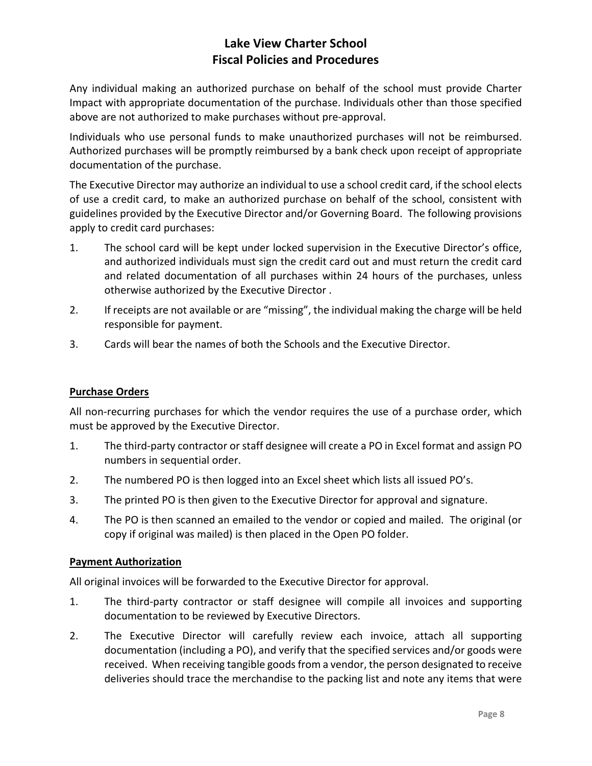Any individual making an authorized purchase on behalf of the school must provide Charter Impact with appropriate documentation of the purchase. Individuals other than those specified above are not authorized to make purchases without pre-approval.

Individuals who use personal funds to make unauthorized purchases will not be reimbursed. Authorized purchases will be promptly reimbursed by a bank check upon receipt of appropriate documentation of the purchase.

The Executive Director may authorize an individual to use a school credit card, if the school elects of use a credit card, to make an authorized purchase on behalf of the school, consistent with guidelines provided by the Executive Director and/or Governing Board. The following provisions apply to credit card purchases:

1. The school card will be kept under locked supervision in the Executive Director's office, and authorized individuals must sign the credit card out and must return the credit card and related documentation of all purchases within 24 hours of the purchases, unless otherwise authorized by the Executive Director .
2. If receipts are not available or are "missing", the individual making the charge will be held responsible for payment.
3. Cards will bear the names of both the Schools and the Executive Director.

**Purchase Orders**

All non-recurring purchases for which the vendor requires the use of a purchase order, which must be approved by the Executive Director.

1. The third-party contractor or staff designee will create a PO in Excel format and assign PO numbers in sequential order.
2. The numbered PO is then logged into an Excel sheet which lists all issued PO's.
3. The printed PO is then given to the Executive Director for approval and signature.
4. The PO is then scanned an emailed to the vendor or copied and mailed. The original (or copy if original was mailed) is then placed in the Open PO folder.

**Payment Authorization**

All original invoices will be forwarded to the Executive Director for approval.

1. The third-party contractor or staff designee will compile all invoices and supporting documentation to be reviewed by Executive Directors.
2. The Executive Director will carefully review each invoice, attach all supporting documentation (including a PO), and verify that the specified services and/or goods were received. When receiving tangible goods from a vendor, the person designated to receive deliveries should trace the merchandise to the packing list and note any items that were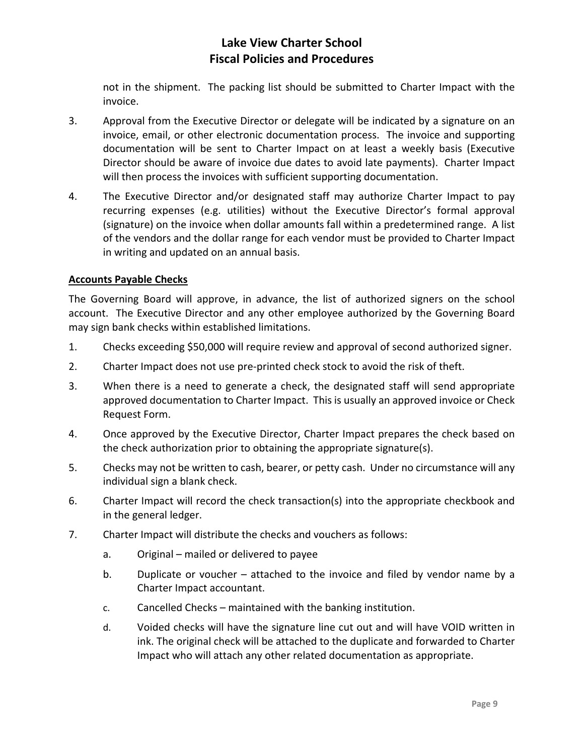not in the shipment. The packing list should be submitted to Charter Impact with the invoice.

3. Approval from the Executive Director or delegate will be indicated by a signature on an invoice, email, or other electronic documentation process. The invoice and supporting documentation will be sent to Charter Impact on at least a weekly basis (Executive Director should be aware of invoice due dates to avoid late payments). Charter Impact will then process the invoices with sufficient supporting documentation.

4. The Executive Director and/or designated staff may authorize Charter Impact to pay recurring expenses (e.g. utilities) without the Executive Director's formal approval (signature) on the invoice when dollar amounts fall within a predetermined range. A list of the vendors and the dollar range for each vendor must be provided to Charter Impact in writing and updated on an annual basis.

**Accounts Payable Checks**

The Governing Board will approve, in advance, the list of authorized signers on the school account. The Executive Director and any other employee authorized by the Governing Board may sign bank checks within established limitations.

1. Checks exceeding $50,000 will require review and approval of second authorized signer.
2. Charter Impact does not use pre-printed check stock to avoid the risk of theft.
3. When there is a need to generate a check, the designated staff will send appropriate approved documentation to Charter Impact. This is usually an approved invoice or Check Request Form.
4. Once approved by the Executive Director, Charter Impact prepares the check based on the check authorization prior to obtaining the appropriate signature(s).
5. Checks may not be written to cash, bearer, or petty cash. Under no circumstance will any individual sign a blank check.
6. Charter Impact will record the check transaction(s) into the appropriate checkbook and in the general ledger.
7. Charter Impact will distribute the checks and vouchers as follows:
   a. Original – mailed or delivered to payee
   b. Duplicate or voucher – attached to the invoice and filed by vendor name by a Charter Impact accountant.
   c. Cancelled Checks – maintained with the banking institution.
   d. Voided checks will have the signature line cut out and will have VOID written in ink. The original check will be attached to the duplicate and forwarded to Charter Impact who will attach any other related documentation as appropriate.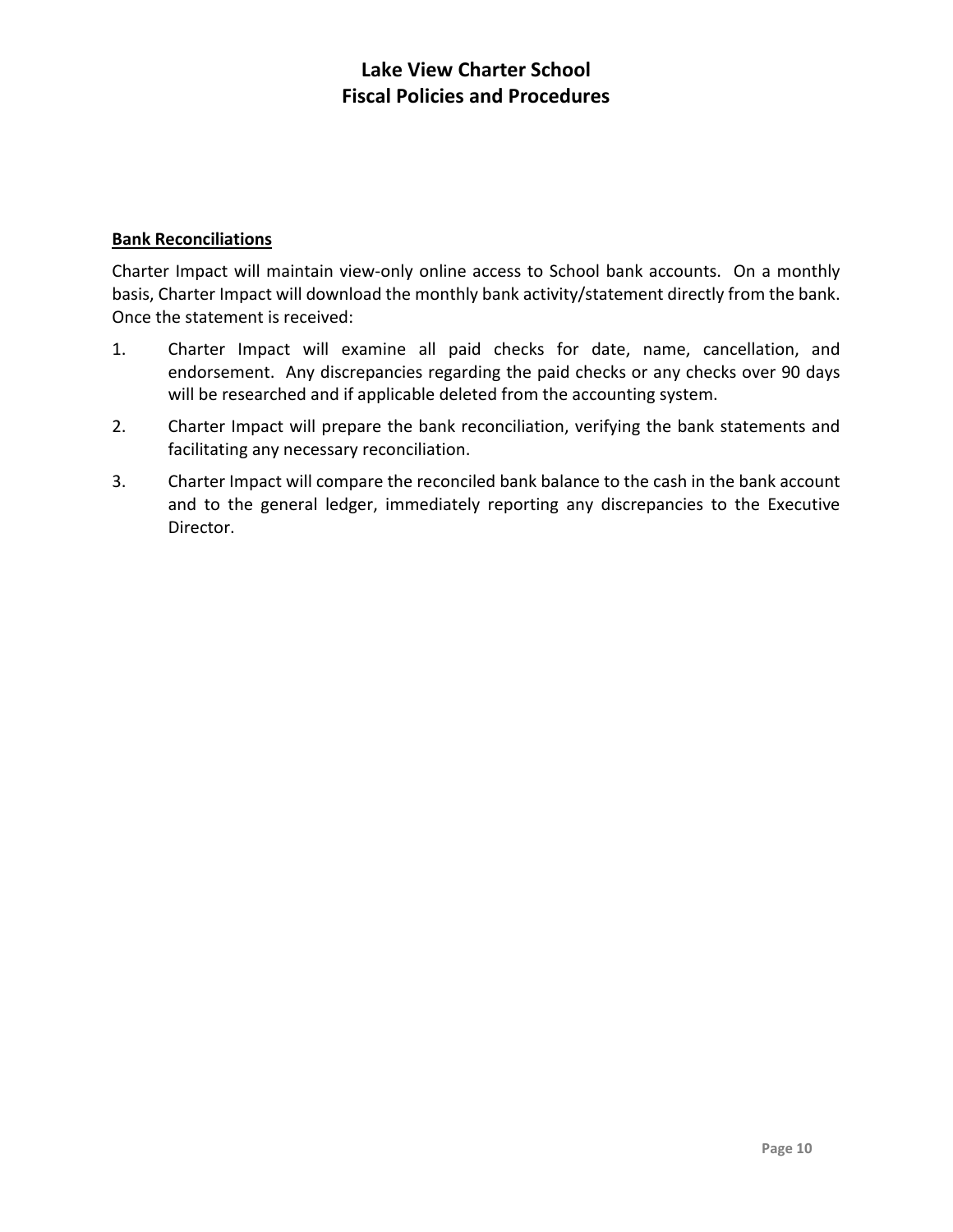**Bank Reconciliations**

Charter Impact will maintain view-only online access to School bank accounts. On a monthly basis, Charter Impact will download the monthly bank activity/statement directly from the bank. Once the statement is received:

1. Charter Impact will examine all paid checks for date, name, cancellation, and endorsement. Any discrepancies regarding the paid checks or any checks over 90 days will be researched and if applicable deleted from the accounting system.
2. Charter Impact will prepare the bank reconciliation, verifying the bank statements and facilitating any necessary reconciliation.
3. Charter Impact will compare the reconciled bank balance to the cash in the bank account and to the general ledger, immediately reporting any discrepancies to the Executive Director.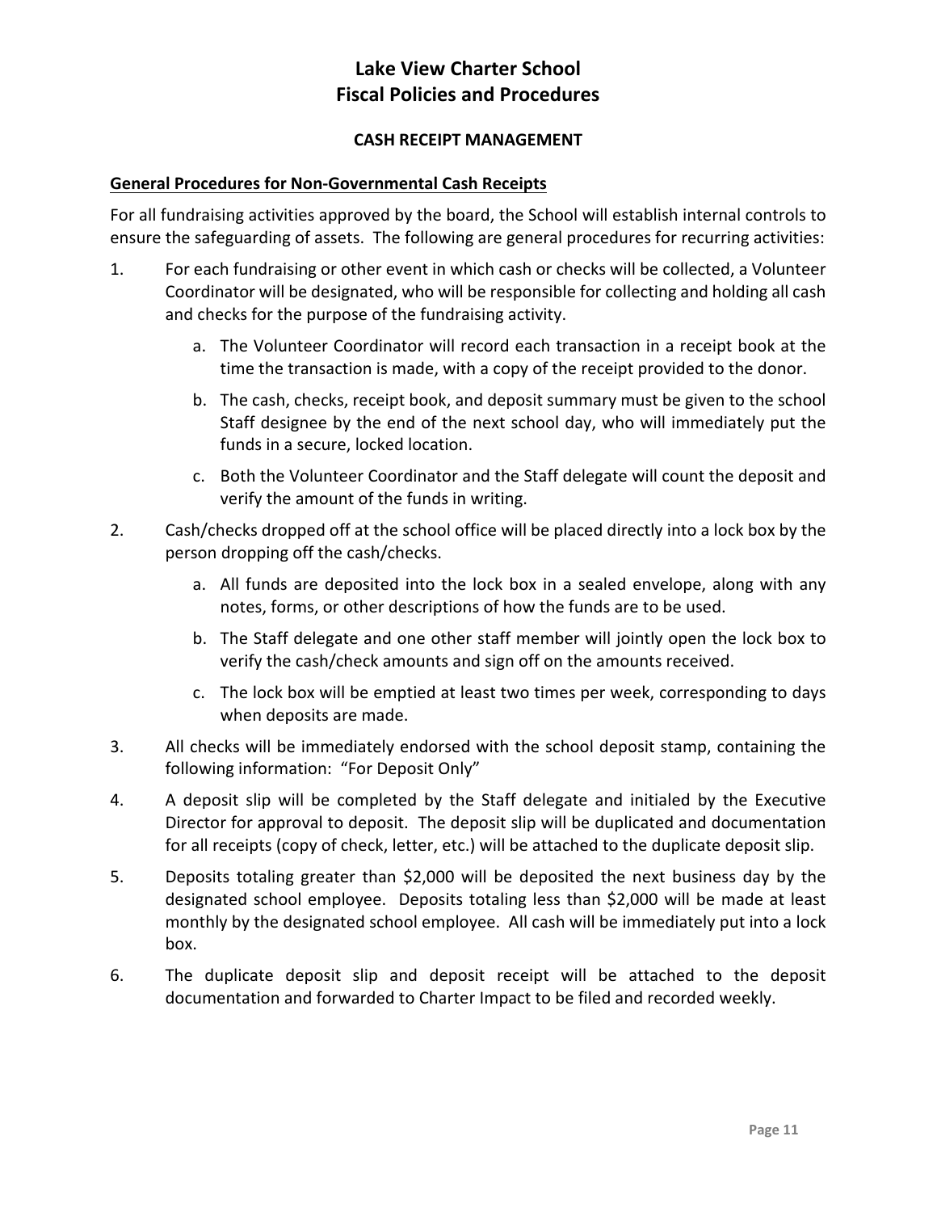# Lake View Charter School
# Fiscal Policies and Procedures

### CASH RECEIPT MANAGEMENT

**General Procedures for Non-Governmental Cash Receipts**

For all fundraising activities approved by the board, the School will establish internal controls to ensure the safeguarding of assets. The following are general procedures for recurring activities:

1. For each fundraising or other event in which cash or checks will be collected, a Volunteer Coordinator will be designated, who will be responsible for collecting and holding all cash and checks for the purpose of the fundraising activity.
    a. The Volunteer Coordinator will record each transaction in a receipt book at the time the transaction is made, with a copy of the receipt provided to the donor.
    b. The cash, checks, receipt book, and deposit summary must be given to the school Staff designee by the end of the next school day, who will immediately put the funds in a secure, locked location.
    c. Both the Volunteer Coordinator and the Staff delegate will count the deposit and verify the amount of the funds in writing.
2. Cash/checks dropped off at the school office will be placed directly into a lock box by the person dropping off the cash/checks.
    a. All funds are deposited into the lock box in a sealed envelope, along with any notes, forms, or other descriptions of how the funds are to be used.
    b. The Staff delegate and one other staff member will jointly open the lock box to verify the cash/check amounts and sign off on the amounts received.
    c. The lock box will be emptied at least two times per week, corresponding to days when deposits are made.
3. All checks will be immediately endorsed with the school deposit stamp, containing the following information: "For Deposit Only"
4. A deposit slip will be completed by the Staff delegate and initialed by the Executive Director for approval to deposit. The deposit slip will be duplicated and documentation for all receipts (copy of check, letter, etc.) will be attached to the duplicate deposit slip.
5. Deposits totaling greater than $2,000 will be deposited the next business day by the designated school employee. Deposits totaling less than $2,000 will be made at least monthly by the designated school employee. All cash will be immediately put into a lock box.
6. The duplicate deposit slip and deposit receipt will be attached to the deposit documentation and forwarded to Charter Impact to be filed and recorded weekly.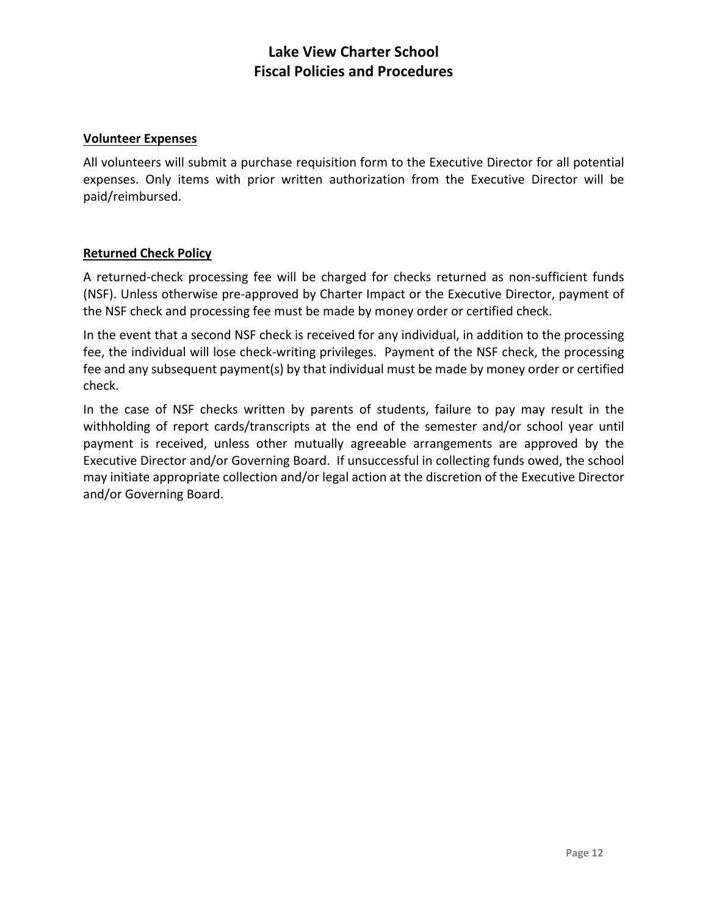### Volunteer Expenses

All volunteers will submit a purchase requisition form to the Executive Director for all potential expenses. Only items with prior written authorization from the Executive Director will be paid/reimbursed.

### Returned Check Policy

A returned-check processing fee will be charged for checks returned as non-sufficient funds (NSF). Unless otherwise pre-approved by Charter Impact or the Executive Director, payment of the NSF check and processing fee must be made by money order or certified check.

In the event that a second NSF check is received for any individual, in addition to the processing fee, the individual will lose check-writing privileges. Payment of the NSF check, the processing fee and any subsequent payment(s) by that individual must be made by money order or certified check.

In the case of NSF checks written by parents of students, failure to pay may result in the withholding of report cards/transcripts at the end of the semester and/or school year until payment is received, unless other mutually agreeable arrangements are approved by the Executive Director and/or Governing Board. If unsuccessful in collecting funds owed, the school may initiate appropriate collection and/or legal action at the discretion of the Executive Director and/or Governing Board.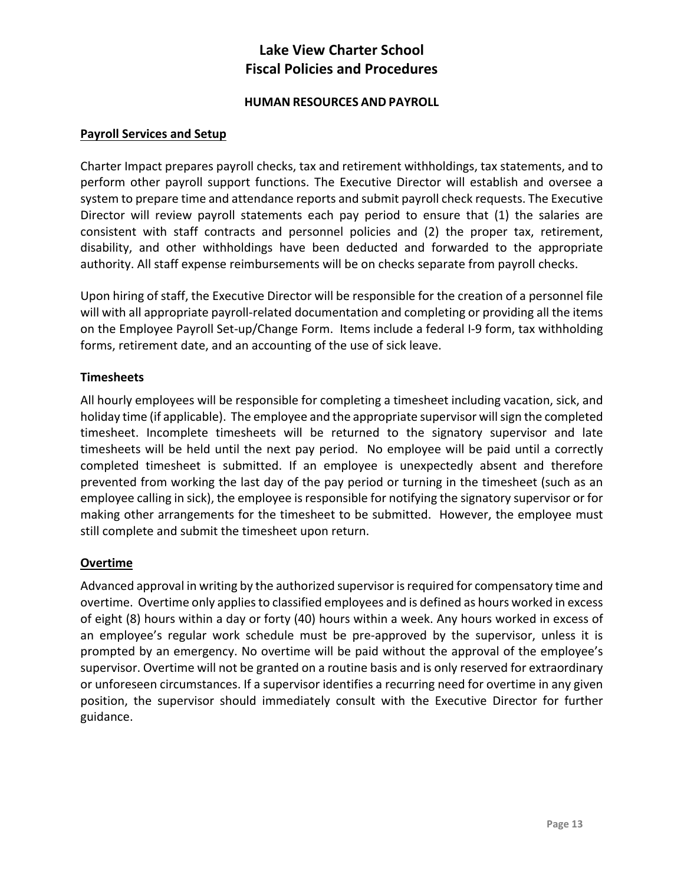# Lake View Charter School
# Fiscal Policies and Procedures

### HUMAN RESOURCES AND PAYROLL

**Payroll Services and Setup**

Charter Impact prepares payroll checks, tax and retirement withholdings, tax statements, and to perform other payroll support functions. The Executive Director will establish and oversee a system to prepare time and attendance reports and submit payroll check requests. The Executive Director will review payroll statements each pay period to ensure that (1) the salaries are consistent with staff contracts and personnel policies and (2) the proper tax, retirement, disability, and other withholdings have been deducted and forwarded to the appropriate authority. All staff expense reimbursements will be on checks separate from payroll checks.

Upon hiring of staff, the Executive Director will be responsible for the creation of a personnel file will with all appropriate payroll-related documentation and completing or providing all the items on the Employee Payroll Set-up/Change Form. Items include a federal I-9 form, tax withholding forms, retirement date, and an accounting of the use of sick leave.

**Timesheets**

All hourly employees will be responsible for completing a timesheet including vacation, sick, and holiday time (if applicable). The employee and the appropriate supervisor will sign the completed timesheet. Incomplete timesheets will be returned to the signatory supervisor and late timesheets will be held until the next pay period. No employee will be paid until a correctly completed timesheet is submitted. If an employee is unexpectedly absent and therefore prevented from working the last day of the pay period or turning in the timesheet (such as an employee calling in sick), the employee is responsible for notifying the signatory supervisor or for making other arrangements for the timesheet to be submitted. However, the employee must still complete and submit the timesheet upon return.

**Overtime**

Advanced approval in writing by the authorized supervisor is required for compensatory time and overtime. Overtime only applies to classified employees and is defined as hours worked in excess of eight (8) hours within a day or forty (40) hours within a week. Any hours worked in excess of an employee's regular work schedule must be pre-approved by the supervisor, unless it is prompted by an emergency. No overtime will be paid without the approval of the employee's supervisor. Overtime will not be granted on a routine basis and is only reserved for extraordinary or unforeseen circumstances. If a supervisor identifies a recurring need for overtime in any given position, the supervisor should immediately consult with the Executive Director for further guidance.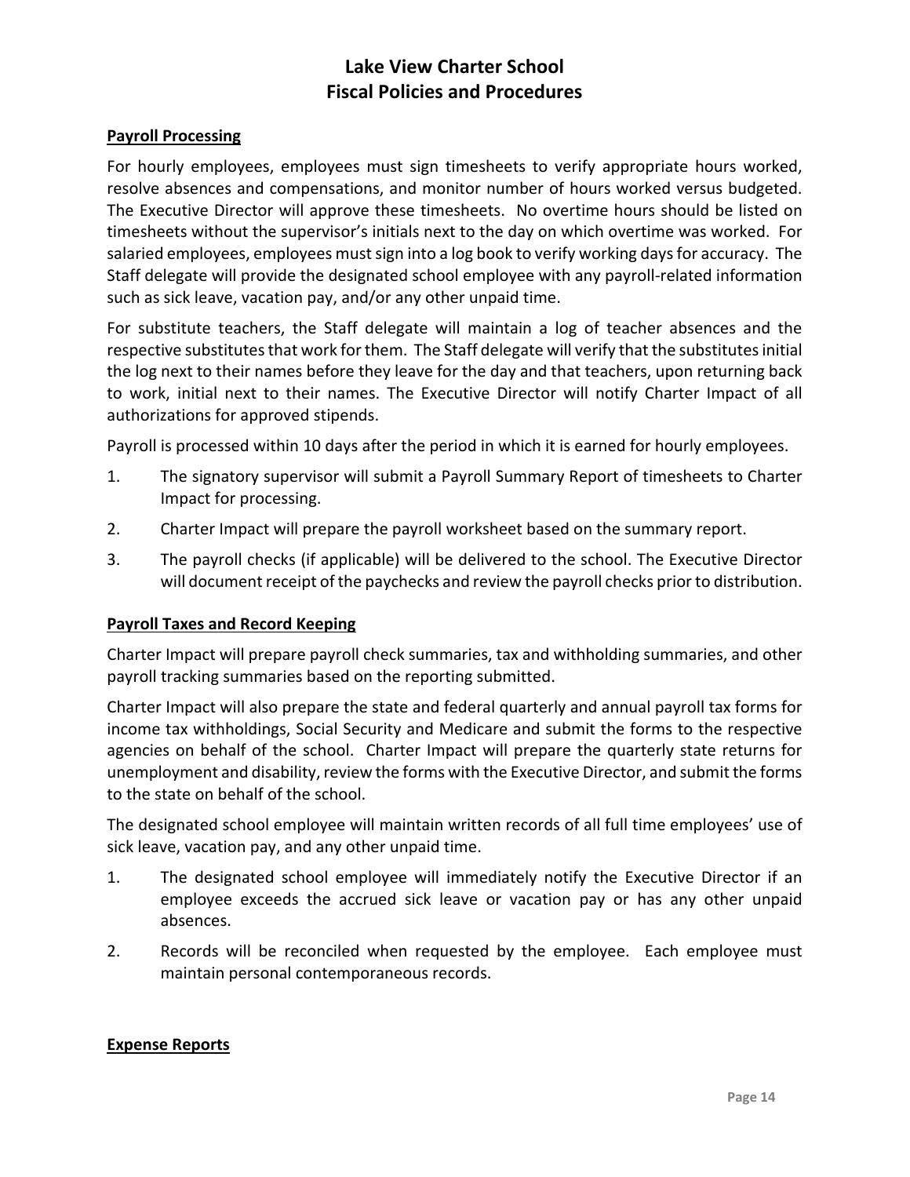## Payroll Processing

For hourly employees, employees must sign timesheets to verify appropriate hours worked, resolve absences and compensations, and monitor number of hours worked versus budgeted. The Executive Director will approve these timesheets. No overtime hours should be listed on timesheets without the supervisor's initials next to the day on which overtime was worked. For salaried employees, employees must sign into a log book to verify working days for accuracy. The Staff delegate will provide the designated school employee with any payroll-related information such as sick leave, vacation pay, and/or any other unpaid time.

For substitute teachers, the Staff delegate will maintain a log of teacher absences and the respective substitutes that work for them. The Staff delegate will verify that the substitutes initial the log next to their names before they leave for the day and that teachers, upon returning back to work, initial next to their names. The Executive Director will notify Charter Impact of all authorizations for approved stipends.

Payroll is processed within 10 days after the period in which it is earned for hourly employees.

1. The signatory supervisor will submit a Payroll Summary Report of timesheets to Charter Impact for processing.
2. Charter Impact will prepare the payroll worksheet based on the summary report.
3. The payroll checks (if applicable) will be delivered to the school. The Executive Director will document receipt of the paychecks and review the payroll checks prior to distribution.

## Payroll Taxes and Record Keeping

Charter Impact will prepare payroll check summaries, tax and withholding summaries, and other payroll tracking summaries based on the reporting submitted.

Charter Impact will also prepare the state and federal quarterly and annual payroll tax forms for income tax withholdings, Social Security and Medicare and submit the forms to the respective agencies on behalf of the school. Charter Impact will prepare the quarterly state returns for unemployment and disability, review the forms with the Executive Director, and submit the forms to the state on behalf of the school.

The designated school employee will maintain written records of all full time employees' use of sick leave, vacation pay, and any other unpaid time.

1. The designated school employee will immediately notify the Executive Director if an employee exceeds the accrued sick leave or vacation pay or has any other unpaid absences.
2. Records will be reconciled when requested by the employee. Each employee must maintain personal contemporaneous records.

## Expense Reports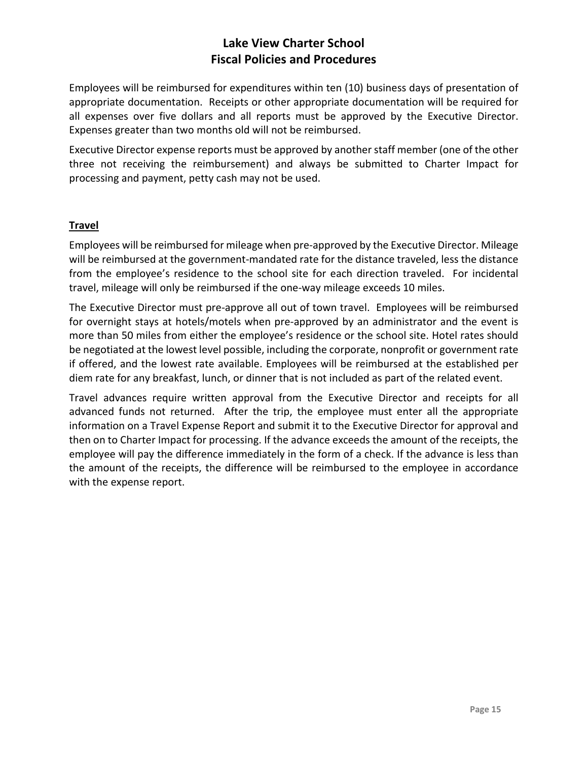Employees will be reimbursed for expenditures within ten (10) business days of presentation of appropriate documentation. Receipts or other appropriate documentation will be required for all expenses over five dollars and all reports must be approved by the Executive Director. Expenses greater than two months old will not be reimbursed.

Executive Director expense reports must be approved by another staff member (one of the other three not receiving the reimbursement) and always be submitted to Charter Impact for processing and payment, petty cash may not be used.

**Travel**

Employees will be reimbursed for mileage when pre-approved by the Executive Director. Mileage will be reimbursed at the government-mandated rate for the distance traveled, less the distance from the employee's residence to the school site for each direction traveled. For incidental travel, mileage will only be reimbursed if the one-way mileage exceeds 10 miles.

The Executive Director must pre-approve all out of town travel. Employees will be reimbursed for overnight stays at hotels/motels when pre-approved by an administrator and the event is more than 50 miles from either the employee's residence or the school site. Hotel rates should be negotiated at the lowest level possible, including the corporate, nonprofit or government rate if offered, and the lowest rate available. Employees will be reimbursed at the established per diem rate for any breakfast, lunch, or dinner that is not included as part of the related event.

Travel advances require written approval from the Executive Director and receipts for all advanced funds not returned. After the trip, the employee must enter all the appropriate information on a Travel Expense Report and submit it to the Executive Director for approval and then on to Charter Impact for processing. If the advance exceeds the amount of the receipts, the employee will pay the difference immediately in the form of a check. If the advance is less than the amount of the receipts, the difference will be reimbursed to the employee in accordance with the expense report.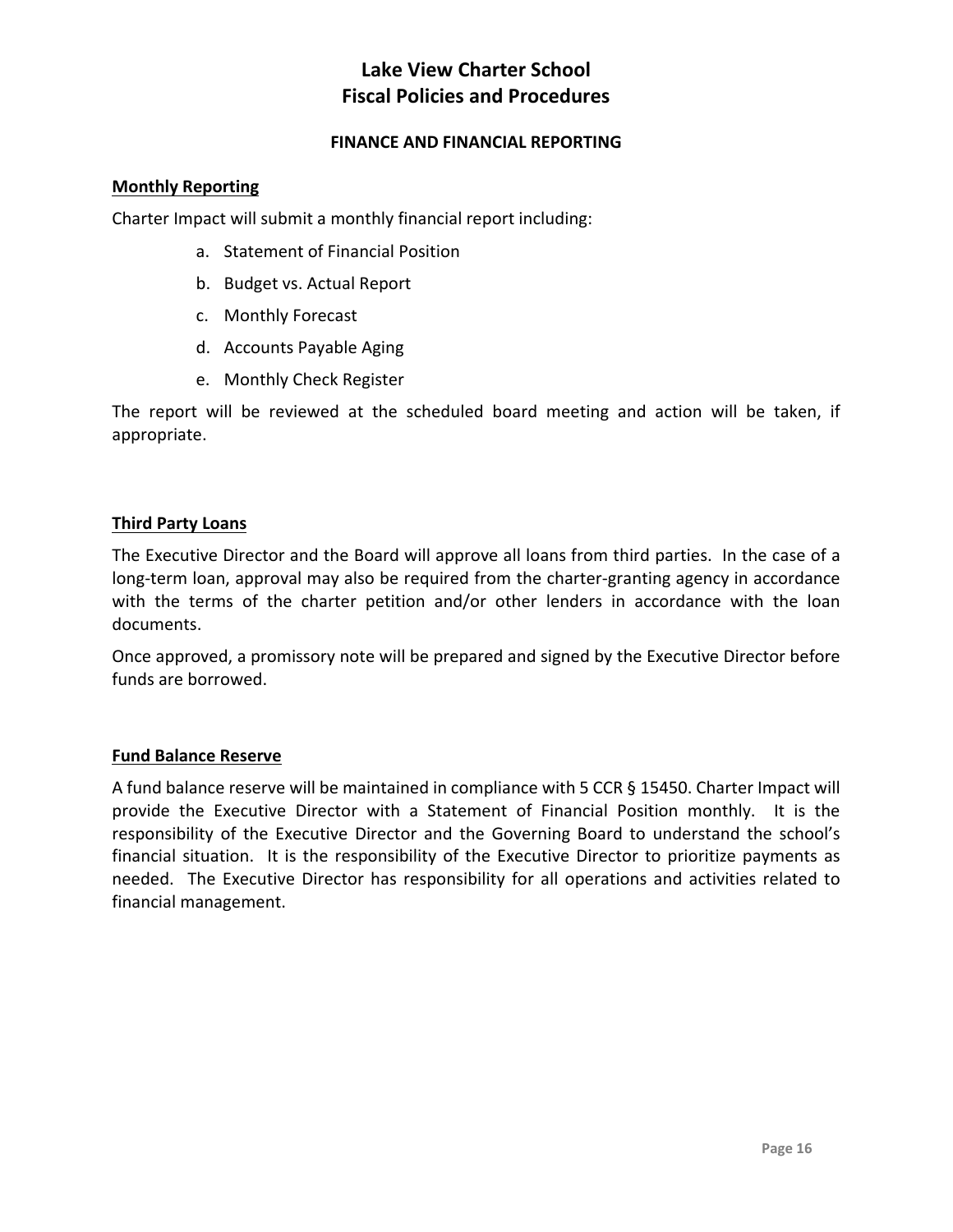# Lake View Charter School
# Fiscal Policies and Procedures

## FINANCE AND FINANCIAL REPORTING

### Monthly Reporting

Charter Impact will submit a monthly financial report including:

a. Statement of Financial Position
b. Budget vs. Actual Report
c. Monthly Forecast
d. Accounts Payable Aging
e. Monthly Check Register

The report will be reviewed at the scheduled board meeting and action will be taken, if appropriate.

### Third Party Loans

The Executive Director and the Board will approve all loans from third parties. In the case of a long-term loan, approval may also be required from the charter-granting agency in accordance with the terms of the charter petition and/or other lenders in accordance with the loan documents.

Once approved, a promissory note will be prepared and signed by the Executive Director before funds are borrowed.

### Fund Balance Reserve

A fund balance reserve will be maintained in compliance with 5 CCR § 15450. Charter Impact will provide the Executive Director with a Statement of Financial Position monthly. It is the responsibility of the Executive Director and the Governing Board to understand the school's financial situation. It is the responsibility of the Executive Director to prioritize payments as needed. The Executive Director has responsibility for all operations and activities related to financial management.